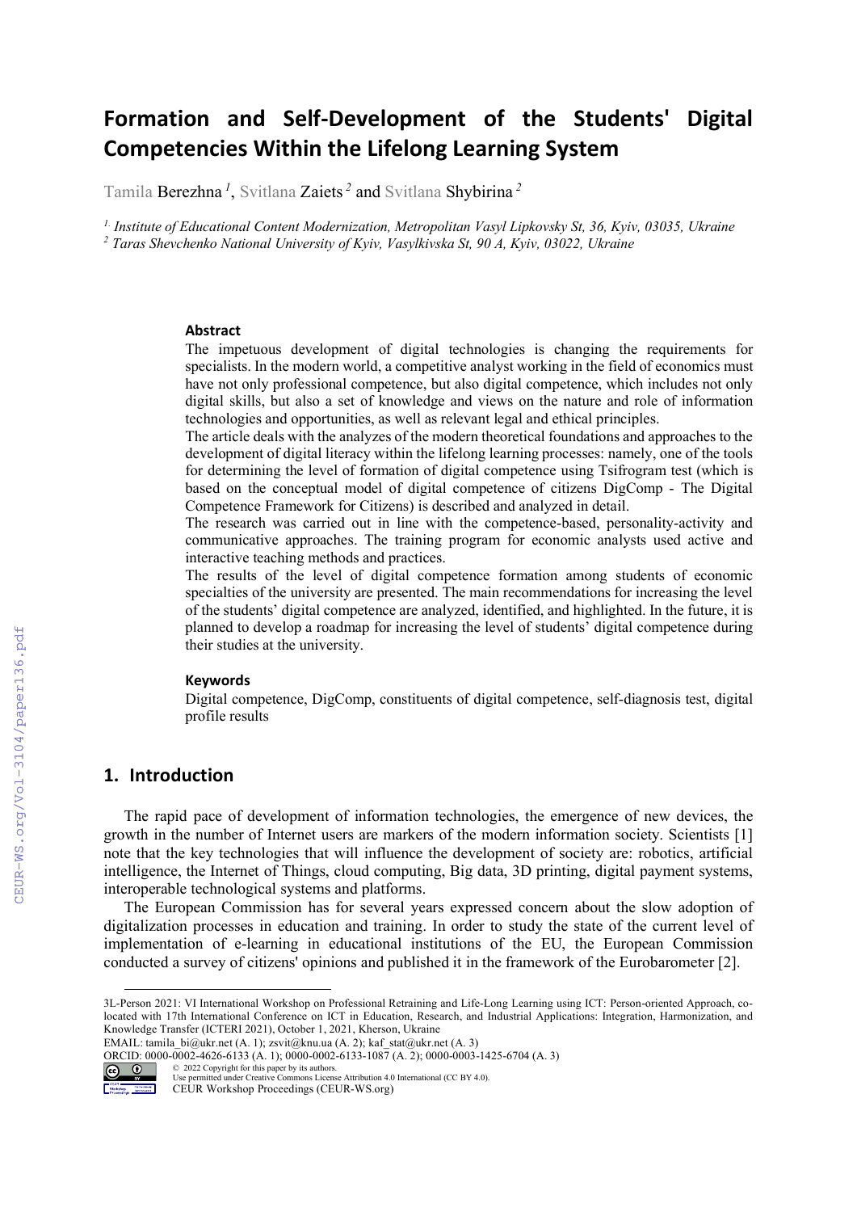# Formation and Self-Development of the Students' Digital Competencies Within the Lifelong Learning System

Tamila Berezhna [1], Svitlana Zaiets [2] and Svitlana Shybirina [2]

[1] *Institute of Educational Content Modernization, Metropolitan Vasyl Lipkovsky St, 36, Kyiv, 03035, Ukraine*
[2] *Taras Shevchenko National University of Kyiv, Vasylkivska St, 90 A, Kyiv, 03022, Ukraine*

### Abstract

The impetuous development of digital technologies is changing the requirements for specialists. In the modern world, a competitive analyst working in the field of economics must have not only professional competence, but also digital competence, which includes not only digital skills, but also a set of knowledge and views on the nature and role of information technologies and opportunities, as well as relevant legal and ethical principles.

The article deals with the analyzes of the modern theoretical foundations and approaches to the development of digital literacy within the lifelong learning processes: namely, one of the tools for determining the level of formation of digital competence using Tsifrogram test (which is based on the conceptual model of digital competence of citizens DigComp - The Digital Competence Framework for Citizens) is described and analyzed in detail.

The research was carried out in line with the competence-based, personality-activity and communicative approaches. The training program for economic analysts used active and interactive teaching methods and practices.

The results of the level of digital competence formation among students of economic specialties of the university are presented. The main recommendations for increasing the level of the students' digital competence are analyzed, identified, and highlighted. In the future, it is planned to develop a roadmap for increasing the level of students' digital competence during their studies at the university.

### Keywords

Digital competence, DigComp, constituents of digital competence, self-diagnosis test, digital profile results

## 1. Introduction

The rapid pace of development of information technologies, the emergence of new devices, the growth in the number of Internet users are markers of the modern information society. Scientists [1] note that the key technologies that will influence the development of society are: robotics, artificial intelligence, the Internet of Things, cloud computing, Big data, 3D printing, digital payment systems, interoperable technological systems and platforms.

The European Commission has for several years expressed concern about the slow adoption of digitalization processes in education and training. In order to study the state of the current level of implementation of e-learning in educational institutions of the EU, the European Commission conducted a survey of citizens' opinions and published it in the framework of the Eurobarometer [2].

---

3L-Person 2021: VI International Workshop on Professional Retraining and Life-Long Learning using ICT: Person-oriented Approach, co-located with 17th International Conference on ICT in Education, Research, and Industrial Applications: Integration, Harmonization, and Knowledge Transfer (ICTERI 2021), October 1, 2021, Kherson, Ukraine
EMAIL: tamila_bi@ukr.net (A. 1); zsvit@knu.ua (A. 2); kaf_stat@ukr.net (A. 3)
ORCID: 0000-0002-4626-6133 (A. 1); 0000-0002-6133-1087 (A. 2); 0000-0003-1425-6704 (A. 3)
© 2022 Copyright for this paper by its authors.
Use permitted under Creative Commons License Attribution 4.0 International (CC BY 4.0).
CEUR Workshop Proceedings (CEUR-WS.org)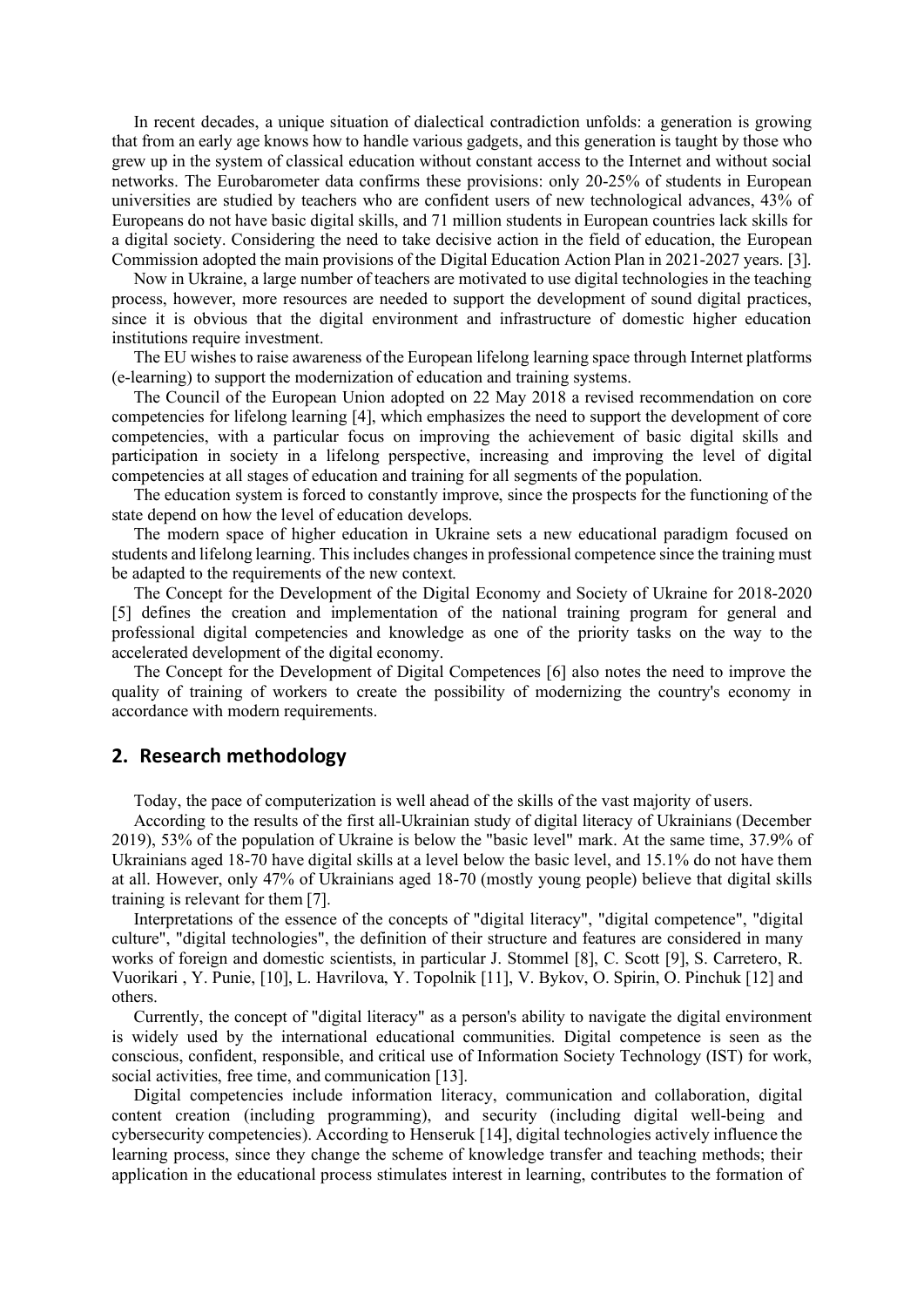In recent decades, a unique situation of dialectical contradiction unfolds: a generation is growing that from an early age knows how to handle various gadgets, and this generation is taught by those who grew up in the system of classical education without constant access to the Internet and without social networks. The Eurobarometer data confirms these provisions: only 20-25% of students in European universities are studied by teachers who are confident users of new technological advances, 43% of Europeans do not have basic digital skills, and 71 million students in European countries lack skills for a digital society. Considering the need to take decisive action in the field of education, the European Commission adopted the main provisions of the Digital Education Action Plan in 2021-2027 years. [3].

Now in Ukraine, a large number of teachers are motivated to use digital technologies in the teaching process, however, more resources are needed to support the development of sound digital practices, since it is obvious that the digital environment and infrastructure of domestic higher education institutions require investment.

The EU wishes to raise awareness of the European lifelong learning space through Internet platforms (e-learning) to support the modernization of education and training systems.

The Council of the European Union adopted on 22 May 2018 a revised recommendation on core competencies for lifelong learning [4], which emphasizes the need to support the development of core competencies, with a particular focus on improving the achievement of basic digital skills and participation in society in a lifelong perspective, increasing and improving the level of digital competencies at all stages of education and training for all segments of the population.

The education system is forced to constantly improve, since the prospects for the functioning of the state depend on how the level of education develops.

The modern space of higher education in Ukraine sets a new educational paradigm focused on students and lifelong learning. This includes changes in professional competence since the training must be adapted to the requirements of the new context.

The Concept for the Development of the Digital Economy and Society of Ukraine for 2018-2020 [5] defines the creation and implementation of the national training program for general and professional digital competencies and knowledge as one of the priority tasks on the way to the accelerated development of the digital economy.

The Concept for the Development of Digital Competences [6] also notes the need to improve the quality of training of workers to create the possibility of modernizing the country's economy in accordance with modern requirements.

## 2. Research methodology

Today, the pace of computerization is well ahead of the skills of the vast majority of users.

According to the results of the first all-Ukrainian study of digital literacy of Ukrainians (December 2019), 53% of the population of Ukraine is below the "basic level" mark. At the same time, 37.9% of Ukrainians aged 18-70 have digital skills at a level below the basic level, and 15.1% do not have them at all. However, only 47% of Ukrainians aged 18-70 (mostly young people) believe that digital skills training is relevant for them [7].

Interpretations of the essence of the concepts of "digital literacy", "digital competence", "digital culture", "digital technologies", the definition of their structure and features are considered in many works of foreign and domestic scientists, in particular J. Stommel [8], C. Scott [9], S. Carretero, R. Vuorikari , Y. Punie, [10], L. Havrilova, Y. Topolnik [11], V. Bykov, O. Spirin, O. Pinchuk [12] and others.

Currently, the concept of "digital literacy" as a person's ability to navigate the digital environment is widely used by the international educational communities. Digital competence is seen as the conscious, confident, responsible, and critical use of Information Society Technology (IST) for work, social activities, free time, and communication [13].

Digital competencies include information literacy, communication and collaboration, digital content creation (including programming), and security (including digital well-being and cybersecurity competencies). According to Henseruk [14], digital technologies actively influence the learning process, since they change the scheme of knowledge transfer and teaching methods; their application in the educational process stimulates interest in learning, contributes to the formation of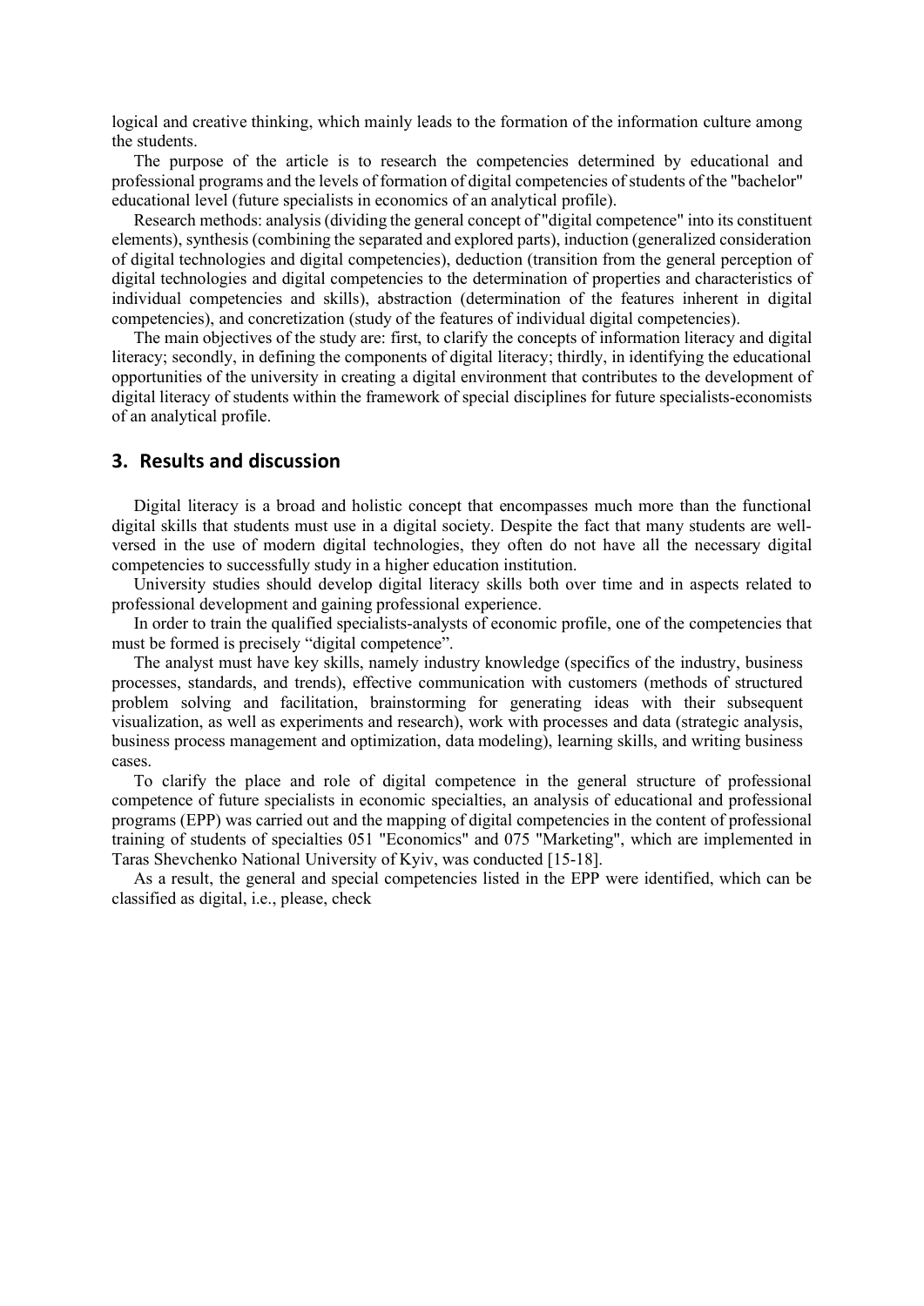logical and creative thinking, which mainly leads to the formation of the information culture among the students.

The purpose of the article is to research the competencies determined by educational and professional programs and the levels of formation of digital competencies of students of the "bachelor" educational level (future specialists in economics of an analytical profile).

Research methods: analysis (dividing the general concept of "digital competence" into its constituent elements), synthesis (combining the separated and explored parts), induction (generalized consideration of digital technologies and digital competencies), deduction (transition from the general perception of digital technologies and digital competencies to the determination of properties and characteristics of individual competencies and skills), abstraction (determination of the features inherent in digital competencies), and concretization (study of the features of individual digital competencies).

The main objectives of the study are: first, to clarify the concepts of information literacy and digital literacy; secondly, in defining the components of digital literacy; thirdly, in identifying the educational opportunities of the university in creating a digital environment that contributes to the development of digital literacy of students within the framework of special disciplines for future specialists-economists of an analytical profile.

## 3. Results and discussion

Digital literacy is a broad and holistic concept that encompasses much more than the functional digital skills that students must use in a digital society. Despite the fact that many students are well-versed in the use of modern digital technologies, they often do not have all the necessary digital competencies to successfully study in a higher education institution.

University studies should develop digital literacy skills both over time and in aspects related to professional development and gaining professional experience.

In order to train the qualified specialists-analysts of economic profile, one of the competencies that must be formed is precisely "digital competence".

The analyst must have key skills, namely industry knowledge (specifics of the industry, business processes, standards, and trends), effective communication with customers (methods of structured problem solving and facilitation, brainstorming for generating ideas with their subsequent visualization, as well as experiments and research), work with processes and data (strategic analysis, business process management and optimization, data modeling), learning skills, and writing business cases.

To clarify the place and role of digital competence in the general structure of professional competence of future specialists in economic specialties, an analysis of educational and professional programs (EPP) was carried out and the mapping of digital competencies in the content of professional training of students of specialties 051 "Economics" and 075 "Marketing", which are implemented in Taras Shevchenko National University of Kyiv, was conducted [15-18].

As a result, the general and special competencies listed in the EPP were identified, which can be classified as digital, i.e., please, check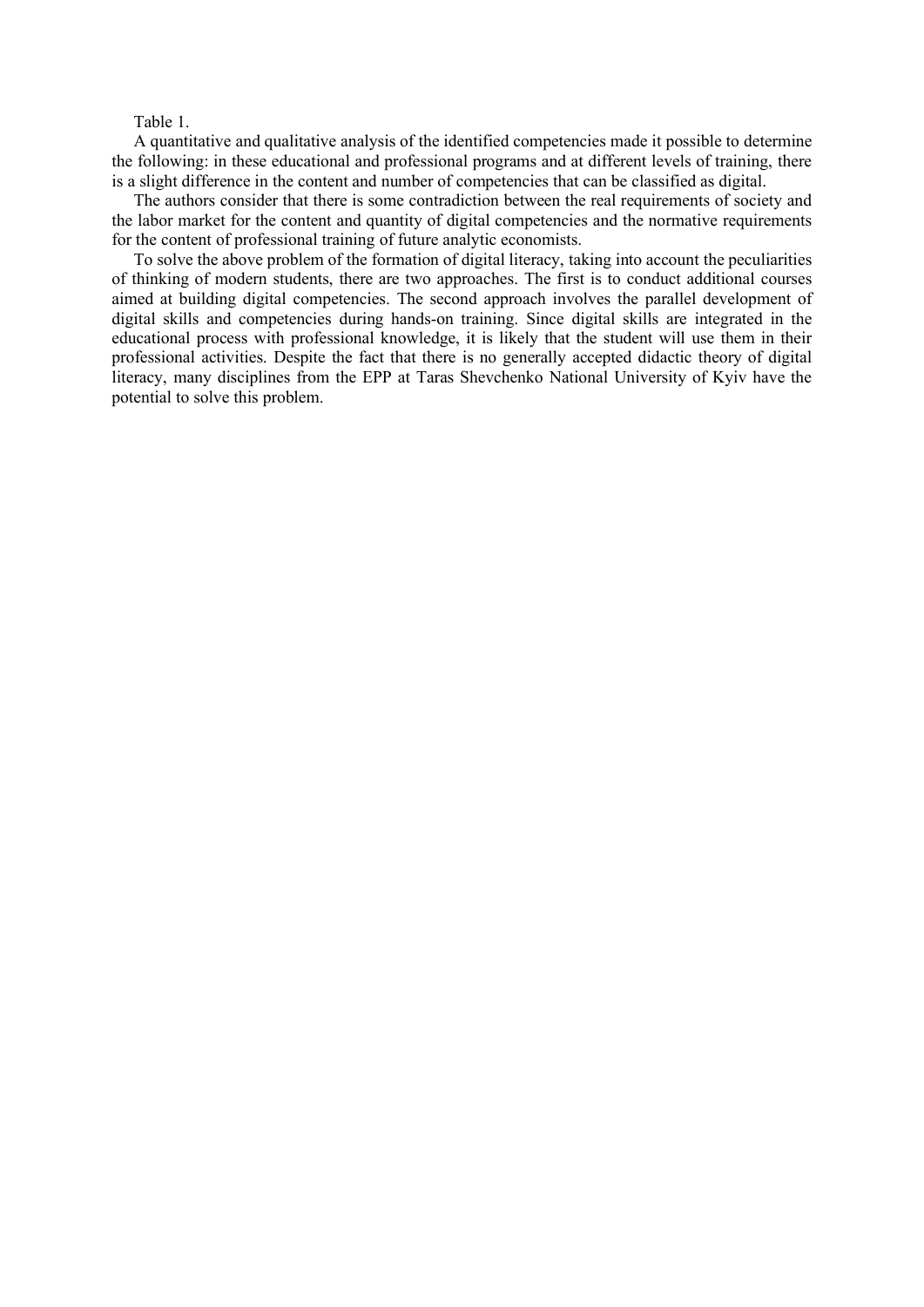Table 1.

A quantitative and qualitative analysis of the identified competencies made it possible to determine the following: in these educational and professional programs and at different levels of training, there is a slight difference in the content and number of competencies that can be classified as digital.

The authors consider that there is some contradiction between the real requirements of society and the labor market for the content and quantity of digital competencies and the normative requirements for the content of professional training of future analytic economists.

To solve the above problem of the formation of digital literacy, taking into account the peculiarities of thinking of modern students, there are two approaches. The first is to conduct additional courses aimed at building digital competencies. The second approach involves the parallel development of digital skills and competencies during hands-on training. Since digital skills are integrated in the educational process with professional knowledge, it is likely that the student will use them in their professional activities. Despite the fact that there is no generally accepted didactic theory of digital literacy, many disciplines from the EPP at Taras Shevchenko National University of Kyiv have the potential to solve this problem.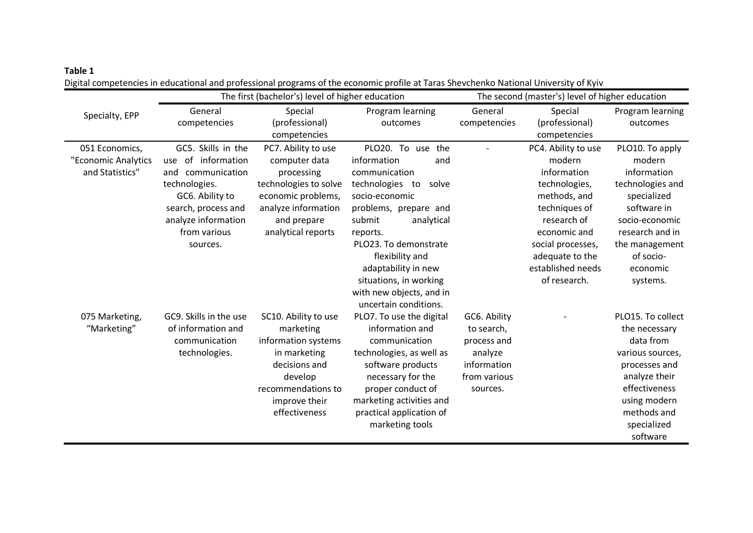**Table 1**

Digital competencies in educational and professional programs of the economic profile at Taras Shevchenko National University of Kyiv

| Specialty, EPP | The first (bachelor's) level of higher education | | | The second (master's) level of higher education | | |
|---|---|---|---|---|---|---|
| | General competencies | Special (professional) competencies | Program learning outcomes | General competencies | Special (professional) competencies | Program learning outcomes |
| 051 Economics, "Economic Analytics and Statistics" | GC5. Skills in the use of information and communication technologies. GC6. Ability to search, process and analyze information from various sources. | PC7. Ability to use computer data processing technologies to solve economic problems, analyze information and prepare analytical reports | PLO20. To use the information and communication technologies to solve socio-economic problems, prepare and submit analytical reports. PLO23. To demonstrate flexibility and adaptability in new situations, in working with new objects, and in uncertain conditions. | - | PC4. Ability to use modern information technologies, methods, and techniques of research of economic and social processes, adequate to the established needs of research. | PLO10. To apply modern information technologies and specialized software in socio-economic research and in the management of socio-economic systems. |
| 075 Marketing, "Marketing" | GC9. Skills in the use of information and communication technologies. | SC10. Ability to use marketing information systems in marketing decisions and develop recommendations to improve their effectiveness | PLO7. To use the digital information and communication technologies, as well as software products necessary for the proper conduct of marketing activities and practical application of marketing tools | GC6. Ability to search, process and analyze information from various sources. | - | PLO15. To collect the necessary data from various sources, processes and analyze their effectiveness using modern methods and specialized software |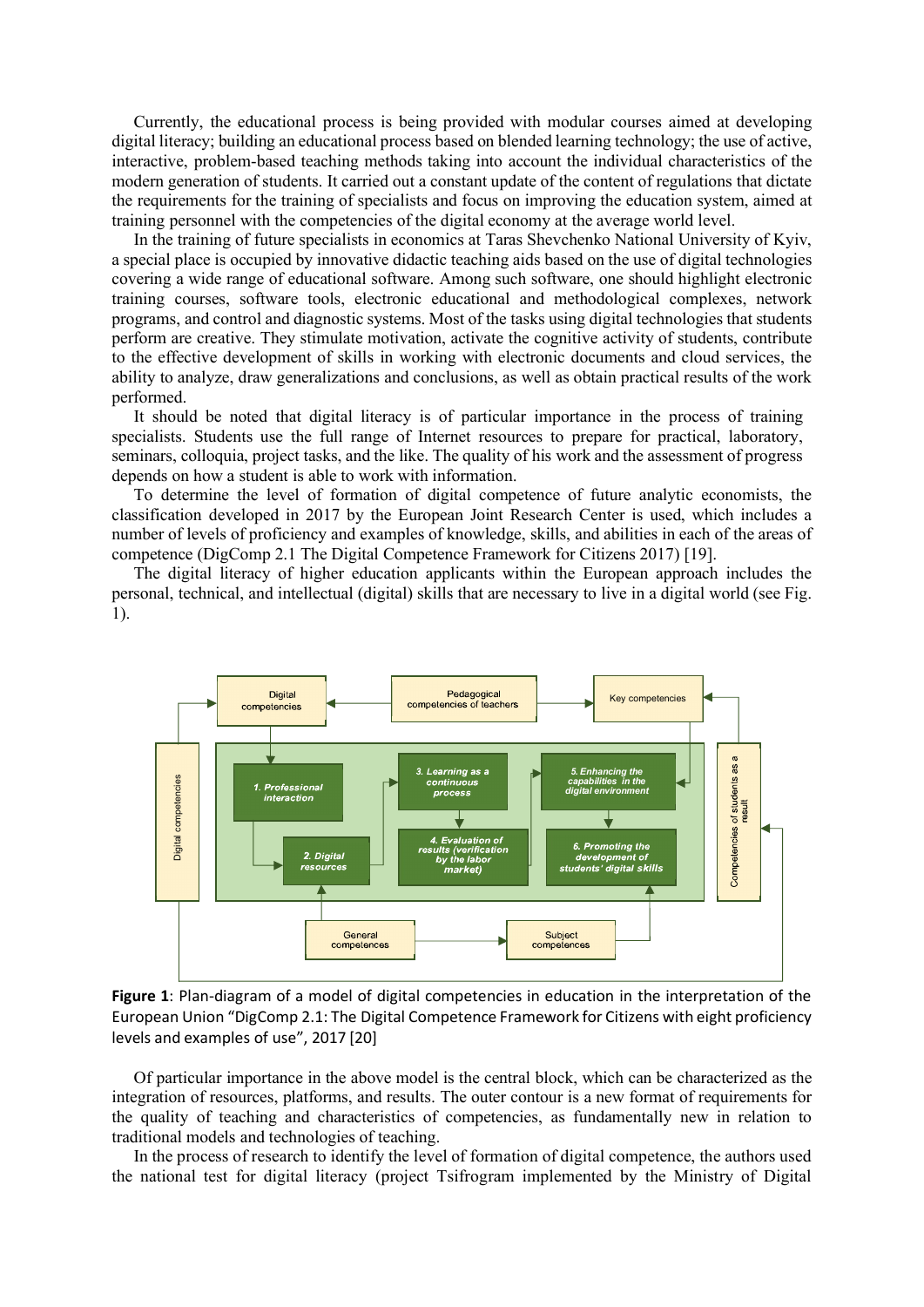Currently, the educational process is being provided with modular courses aimed at developing digital literacy; building an educational process based on blended learning technology; the use of active, interactive, problem-based teaching methods taking into account the individual characteristics of the modern generation of students. It carried out a constant update of the content of regulations that dictate the requirements for the training of specialists and focus on improving the education system, aimed at training personnel with the competencies of the digital economy at the average world level.

In the training of future specialists in economics at Taras Shevchenko National University of Kyiv, a special place is occupied by innovative didactic teaching aids based on the use of digital technologies covering a wide range of educational software. Among such software, one should highlight electronic training courses, software tools, electronic educational and methodological complexes, network programs, and control and diagnostic systems. Most of the tasks using digital technologies that students perform are creative. They stimulate motivation, activate the cognitive activity of students, contribute to the effective development of skills in working with electronic documents and cloud services, the ability to analyze, draw generalizations and conclusions, as well as obtain practical results of the work performed.

It should be noted that digital literacy is of particular importance in the process of training specialists. Students use the full range of Internet resources to prepare for practical, laboratory, seminars, colloquia, project tasks, and the like. The quality of his work and the assessment of progress depends on how a student is able to work with information.

To determine the level of formation of digital competence of future analytic economists, the classification developed in 2017 by the European Joint Research Center is used, which includes a number of levels of proficiency and examples of knowledge, skills, and abilities in each of the areas of competence (DigComp 2.1 The Digital Competence Framework for Citizens 2017) [19].

The digital literacy of higher education applicants within the European approach includes the personal, technical, and intellectual (digital) skills that are necessary to live in a digital world (see Fig. 1).

**Figure 1**: Plan-diagram of a model of digital competencies in education in the interpretation of the European Union "DigComp 2.1: The Digital Competence Framework for Citizens with eight proficiency levels and examples of use", 2017 [20]

Of particular importance in the above model is the central block, which can be characterized as the integration of resources, platforms, and results. The outer contour is a new format of requirements for the quality of teaching and characteristics of competencies, as fundamentally new in relation to traditional models and technologies of teaching.

In the process of research to identify the level of formation of digital competence, the authors used the national test for digital literacy (project Tsifrogram implemented by the Ministry of Digital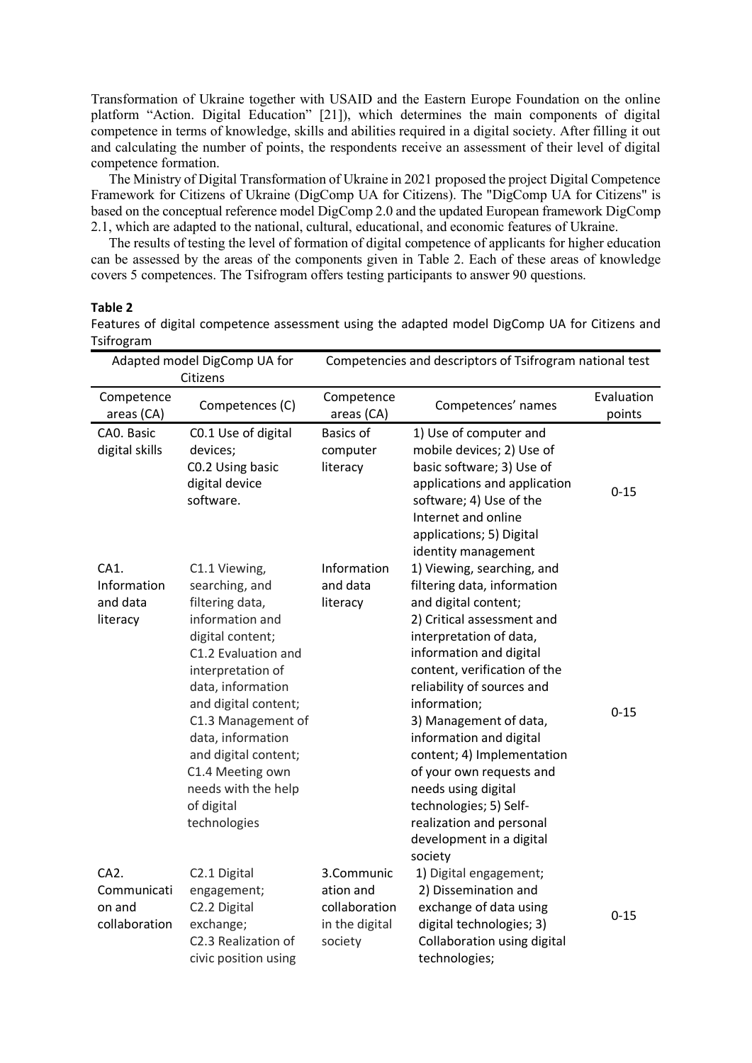Transformation of Ukraine together with USAID and the Eastern Europe Foundation on the online platform "Action. Digital Education" [21]), which determines the main components of digital competence in terms of knowledge, skills and abilities required in a digital society. After filling it out and calculating the number of points, the respondents receive an assessment of their level of digital competence formation.

The Ministry of Digital Transformation of Ukraine in 2021 proposed the project Digital Competence Framework for Citizens of Ukraine (DigComp UA for Citizens). The "DigComp UA for Citizens" is based on the conceptual reference model DigComp 2.0 and the updated European framework DigComp 2.1, which are adapted to the national, cultural, educational, and economic features of Ukraine.

The results of testing the level of formation of digital competence of applicants for higher education can be assessed by the areas of the components given in Table 2. Each of these areas of knowledge covers 5 competences. The Tsifrogram offers testing participants to answer 90 questions.

**Table 2**

Features of digital competence assessment using the adapted model DigComp UA for Citizens and Tsifrogram

| Adapted model DigComp UA for Citizens | | Competencies and descriptors of Tsifrogram national test | | |
|---|---|---|---|---|
| Competence areas (CA) | Competences (C) | Competence areas (CA) | Competences' names | Evaluation points |
| CA0. Basic digital skills | C0.1 Use of digital devices; C0.2 Using basic digital device software. | Basics of computer literacy | 1) Use of computer and mobile devices; 2) Use of basic software; 3) Use of applications and application software; 4) Use of the Internet and online applications; 5) Digital identity management | 0-15 |
| CA1. Information and data literacy | C1.1 Viewing, searching, and filtering data, information and digital content; C1.2 Evaluation and interpretation of data, information and digital content; C1.3 Management of data, information and digital content; C1.4 Meeting own needs with the help of digital technologies | Information and data literacy | 1) Viewing, searching, and filtering data, information and digital content; 2) Critical assessment and interpretation of data, information and digital content, verification of the reliability of sources and information; 3) Management of data, information and digital content; 4) Implementation of your own requests and needs using digital technologies; 5) Self-realization and personal development in a digital society | 0-15 |
| CA2. Communication and collaboration | C2.1 Digital engagement; C2.2 Digital exchange; C2.3 Realization of civic position using | 3.Communication and collaboration in the digital society | 1) Digital engagement; 2) Dissemination and exchange of data using digital technologies; 3) Collaboration using digital technologies; | 0-15 |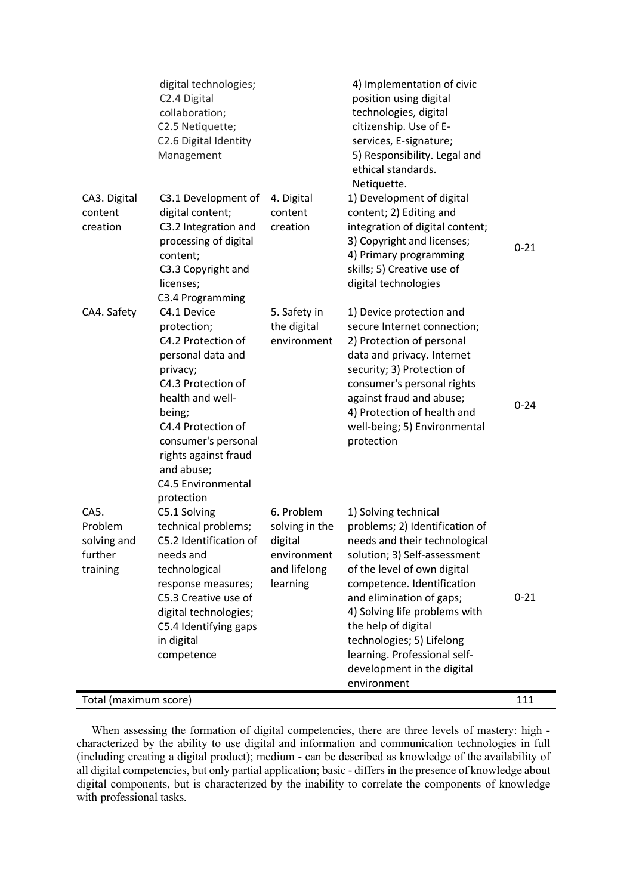| | | | | |
|---|---|---|---|---|
| | digital technologies; C2.4 Digital collaboration; C2.5 Netiquette; C2.6 Digital Identity Management | | 4) Implementation of civic position using digital technologies, digital citizenship. Use of E-services, E-signature; 5) Responsibility. Legal and ethical standards. Netiquette. | |
| CA3. Digital content creation | C3.1 Development of digital content; C3.2 Integration and processing of digital content; C3.3 Copyright and licenses; C3.4 Programming | 4. Digital content creation | 1) Development of digital content; 2) Editing and integration of digital content; 3) Copyright and licenses; 4) Primary programming skills; 5) Creative use of digital technologies | 0-21 |
| CA4. Safety | C4.1 Device protection; C4.2 Protection of personal data and privacy; C4.3 Protection of health and well-being; C4.4 Protection of consumer's personal rights against fraud and abuse; C4.5 Environmental protection | 5. Safety in the digital environment | 1) Device protection and secure Internet connection; 2) Protection of personal data and privacy. Internet security; 3) Protection of consumer's personal rights against fraud and abuse; 4) Protection of health and well-being; 5) Environmental protection | 0-24 |
| CA5. Problem solving and further training | C5.1 Solving technical problems; C5.2 Identification of needs and technological response measures; C5.3 Creative use of digital technologies; C5.4 Identifying gaps in digital competence | 6. Problem solving in the digital environment and lifelong learning | 1) Solving technical problems; 2) Identification of needs and their technological solution; 3) Self-assessment of the level of own digital competence. Identification and elimination of gaps; 4) Solving life problems with the help of digital technologies; 5) Lifelong learning. Professional self-development in the digital environment | 0-21 |
| Total (maximum score) | | | | 111 |

When assessing the formation of digital competencies, there are three levels of mastery: high - characterized by the ability to use digital and information and communication technologies in full (including creating a digital product); medium - can be described as knowledge of the availability of all digital competencies, but only partial application; basic - differs in the presence of knowledge about digital components, but is characterized by the inability to correlate the components of knowledge with professional tasks.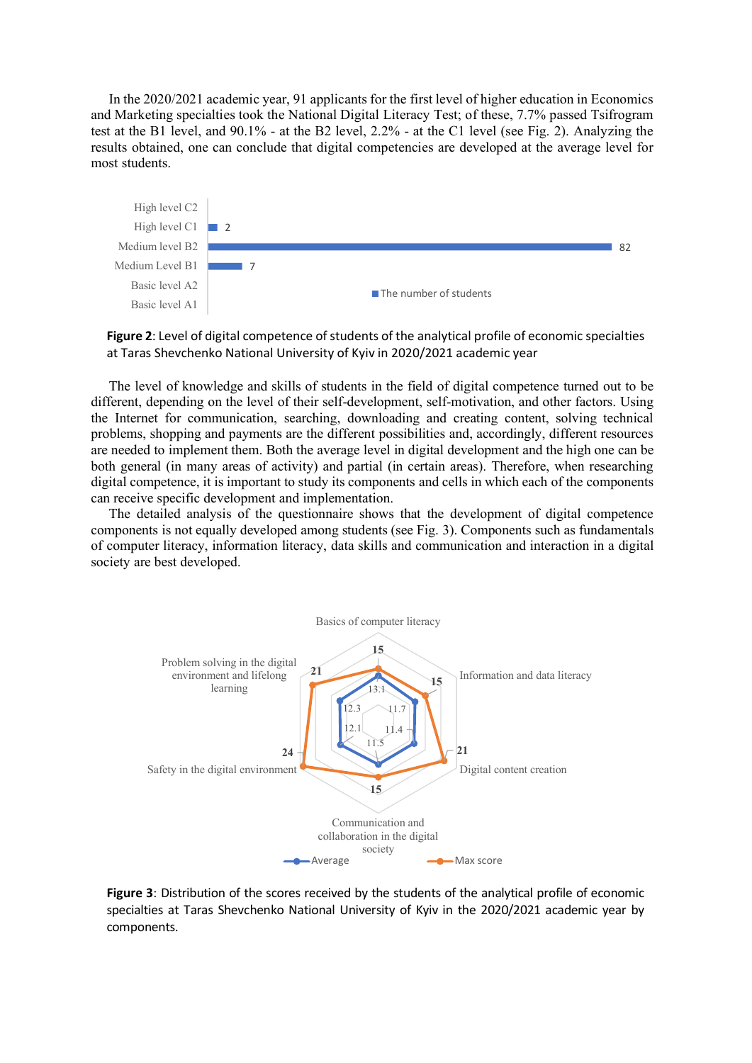In the 2020/2021 academic year, 91 applicants for the first level of higher education in Economics and Marketing specialties took the National Digital Literacy Test; of these, 7.7% passed Tsifrogram test at the B1 level, and 90.1% - at the B2 level, 2.2% - at the C1 level (see Fig. 2). Analyzing the results obtained, one can conclude that digital competencies are developed at the average level for most students.

**Figure 2**: Level of digital competence of students of the analytical profile of economic specialties at Taras Shevchenko National University of Kyiv in 2020/2021 academic year

The level of knowledge and skills of students in the field of digital competence turned out to be different, depending on the level of their self-development, self-motivation, and other factors. Using the Internet for communication, searching, downloading and creating content, solving technical problems, shopping and payments are the different possibilities and, accordingly, different resources are needed to implement them. Both the average level in digital development and the high one can be both general (in many areas of activity) and partial (in certain areas). Therefore, when researching digital competence, it is important to study its components and cells in which each of the components can receive specific development and implementation.

The detailed analysis of the questionnaire shows that the development of digital competence components is not equally developed among students (see Fig. 3). Components such as fundamentals of computer literacy, information literacy, data skills and communication and interaction in a digital society are best developed.

**Figure 3**: Distribution of the scores received by the students of the analytical profile of economic specialties at Taras Shevchenko National University of Kyiv in the 2020/2021 academic year by components.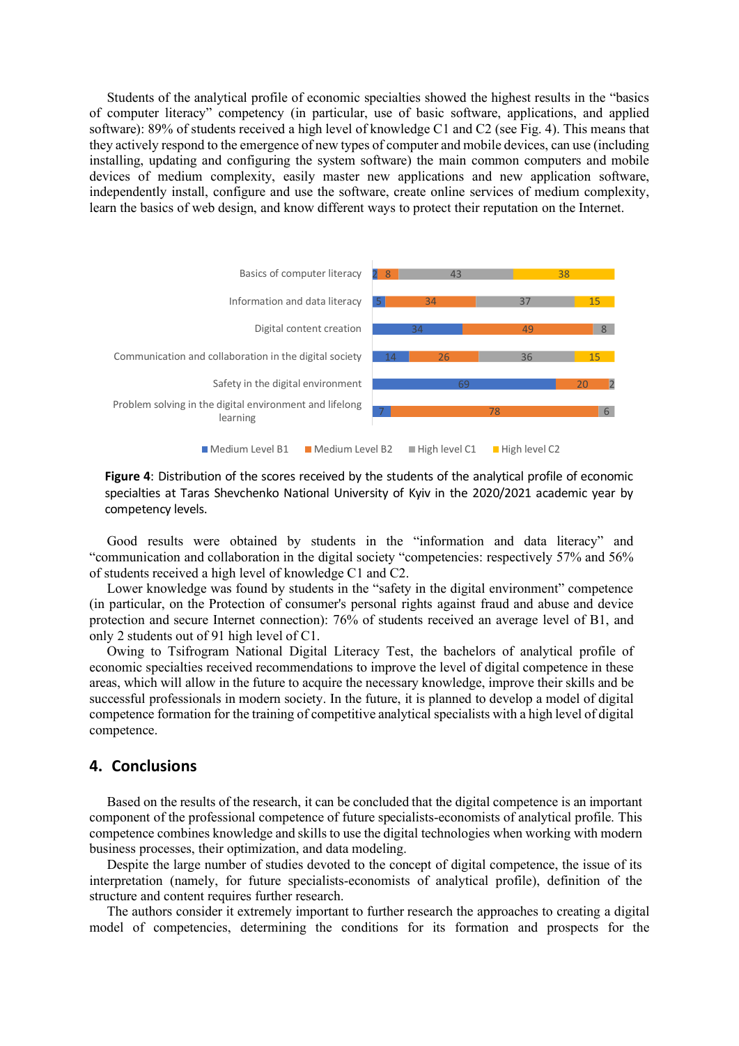Students of the analytical profile of economic specialties showed the highest results in the "basics of computer literacy" competency (in particular, use of basic software, applications, and applied software): 89% of students received a high level of knowledge C1 and C2 (see Fig. 4). This means that they actively respond to the emergence of new types of computer and mobile devices, can use (including installing, updating and configuring the system software) the main common computers and mobile devices of medium complexity, easily master new applications and new application software, independently install, configure and use the software, create online services of medium complexity, learn the basics of web design, and know different ways to protect their reputation on the Internet.

| Competency | Medium Level B1 | Medium Level B2 | High level C1 | High level C2 |
|---|---|---|---|---|
| Basics of computer literacy | 2 | 8 | 43 | 38 |
| Information and data literacy | 5 | 34 | 37 | 15 |
| Digital content creation | 34 | 49 | 8 | |
| Communication and collaboration in the digital society | 14 | 26 | 36 | 15 |
| Safety in the digital environment | 69 | 20 | 2 | |
| Problem solving in the digital environment and lifelong learning | 7 | 78 | 6 | |

**Figure 4**: Distribution of the scores received by the students of the analytical profile of economic specialties at Taras Shevchenko National University of Kyiv in the 2020/2021 academic year by competency levels.

Good results were obtained by students in the "information and data literacy" and "communication and collaboration in the digital society "competencies: respectively 57% and 56% of students received a high level of knowledge C1 and C2.

Lower knowledge was found by students in the "safety in the digital environment" competence (in particular, on the Protection of consumer's personal rights against fraud and abuse and device protection and secure Internet connection): 76% of students received an average level of B1, and only 2 students out of 91 high level of C1.

Owing to Tsifrogram National Digital Literacy Test, the bachelors of analytical profile of economic specialties received recommendations to improve the level of digital competence in these areas, which will allow in the future to acquire the necessary knowledge, improve their skills and be successful professionals in modern society. In the future, it is planned to develop a model of digital competence formation for the training of competitive analytical specialists with a high level of digital competence.

## 4. Conclusions

Based on the results of the research, it can be concluded that the digital competence is an important component of the professional competence of future specialists-economists of analytical profile. This competence combines knowledge and skills to use the digital technologies when working with modern business processes, their optimization, and data modeling.

Despite the large number of studies devoted to the concept of digital competence, the issue of its interpretation (namely, for future specialists-economists of analytical profile), definition of the structure and content requires further research.

The authors consider it extremely important to further research the approaches to creating a digital model of competencies, determining the conditions for its formation and prospects for the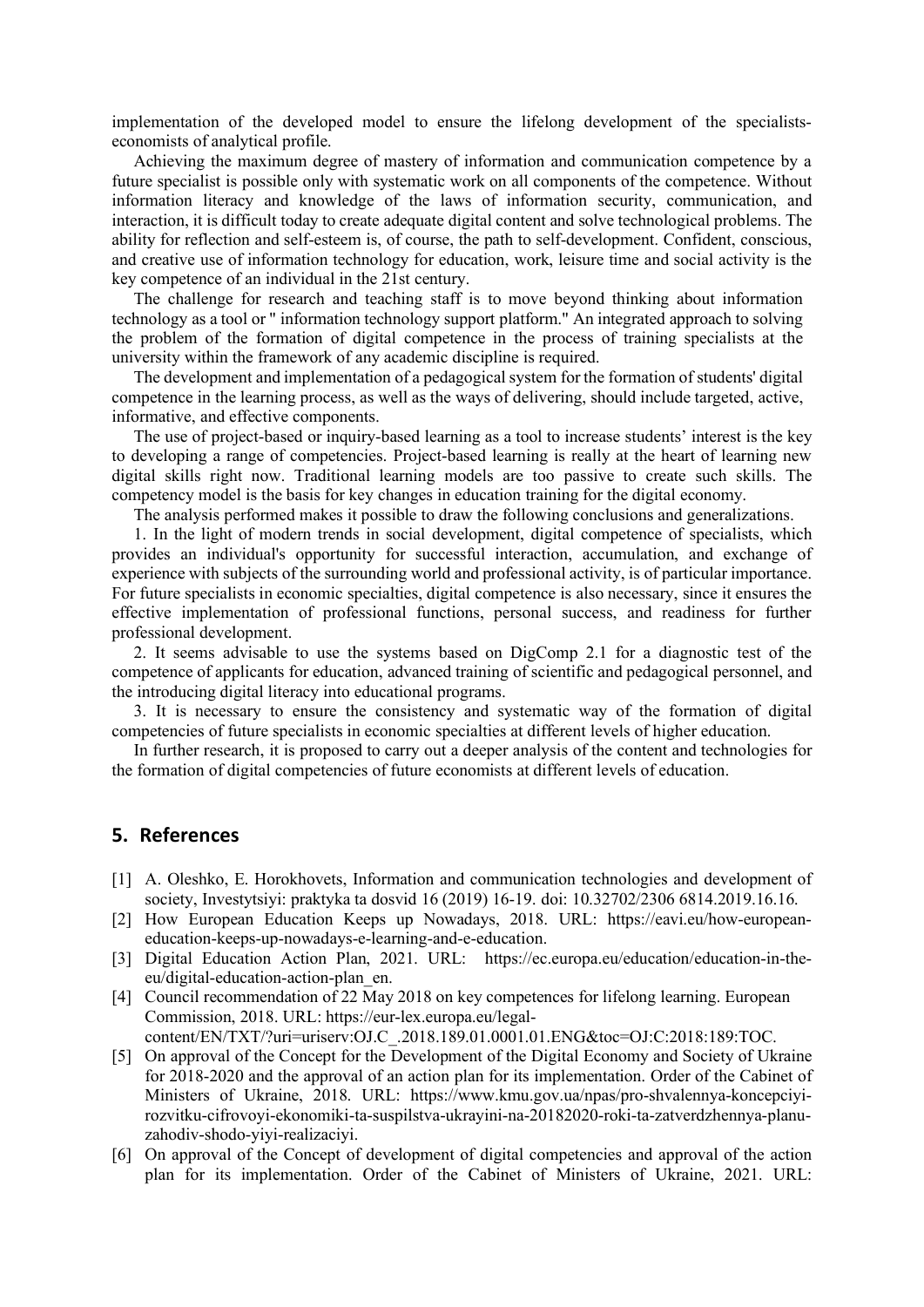implementation of the developed model to ensure the lifelong development of the specialists-economists of analytical profile.

Achieving the maximum degree of mastery of information and communication competence by a future specialist is possible only with systematic work on all components of the competence. Without information literacy and knowledge of the laws of information security, communication, and interaction, it is difficult today to create adequate digital content and solve technological problems. The ability for reflection and self-esteem is, of course, the path to self-development. Confident, conscious, and creative use of information technology for education, work, leisure time and social activity is the key competence of an individual in the 21st century.

The challenge for research and teaching staff is to move beyond thinking about information technology as a tool or " information technology support platform." An integrated approach to solving the problem of the formation of digital competence in the process of training specialists at the university within the framework of any academic discipline is required.

The development and implementation of a pedagogical system for the formation of students' digital competence in the learning process, as well as the ways of delivering, should include targeted, active, informative, and effective components.

The use of project-based or inquiry-based learning as a tool to increase students' interest is the key to developing a range of competencies. Project-based learning is really at the heart of learning new digital skills right now. Traditional learning models are too passive to create such skills. The competency model is the basis for key changes in education training for the digital economy.

The analysis performed makes it possible to draw the following conclusions and generalizations.

1. In the light of modern trends in social development, digital competence of specialists, which provides an individual's opportunity for successful interaction, accumulation, and exchange of experience with subjects of the surrounding world and professional activity, is of particular importance. For future specialists in economic specialties, digital competence is also necessary, since it ensures the effective implementation of professional functions, personal success, and readiness for further professional development.

2. It seems advisable to use the systems based on DigComp 2.1 for a diagnostic test of the competence of applicants for education, advanced training of scientific and pedagogical personnel, and the introducing digital literacy into educational programs.

3. It is necessary to ensure the consistency and systematic way of the formation of digital competencies of future specialists in economic specialties at different levels of higher education.

In further research, it is proposed to carry out a deeper analysis of the content and technologies for the formation of digital competencies of future economists at different levels of education.

## 5. References

[1] A. Oleshko, E. Horokhovets, Information and communication technologies and development of society, Investytsiyi: praktyka ta dosvid 16 (2019) 16-19. doi: 10.32702/2306 6814.2019.16.16.

[2] How European Education Keeps up Nowadays, 2018. URL: https://eavi.eu/how-european-education-keeps-up-nowadays-e-learning-and-e-education.

[3] Digital Education Action Plan, 2021. URL: https://ec.europa.eu/education/education-in-the-eu/digital-education-action-plan_en.

[4] Council recommendation of 22 May 2018 on key competences for lifelong learning. European Commission, 2018. URL: https://eur-lex.europa.eu/legal-content/EN/TXT/?uri=uriserv:OJ.C_.2018.189.01.0001.01.ENG&toc=OJ:C:2018:189:TOC.

[5] On approval of the Concept for the Development of the Digital Economy and Society of Ukraine for 2018-2020 and the approval of an action plan for its implementation. Order of the Cabinet of Ministers of Ukraine, 2018. URL: https://www.kmu.gov.ua/npas/pro-shvalennya-koncepciyi-rozvitku-cifrovoyi-ekonomiki-ta-suspilstva-ukrayini-na-20182020-roki-ta-zatverdzhennya-planu-zahodiv-shodo-yiyi-realizaciyi.

[6] On approval of the Concept of development of digital competencies and approval of the action plan for its implementation. Order of the Cabinet of Ministers of Ukraine, 2021. URL: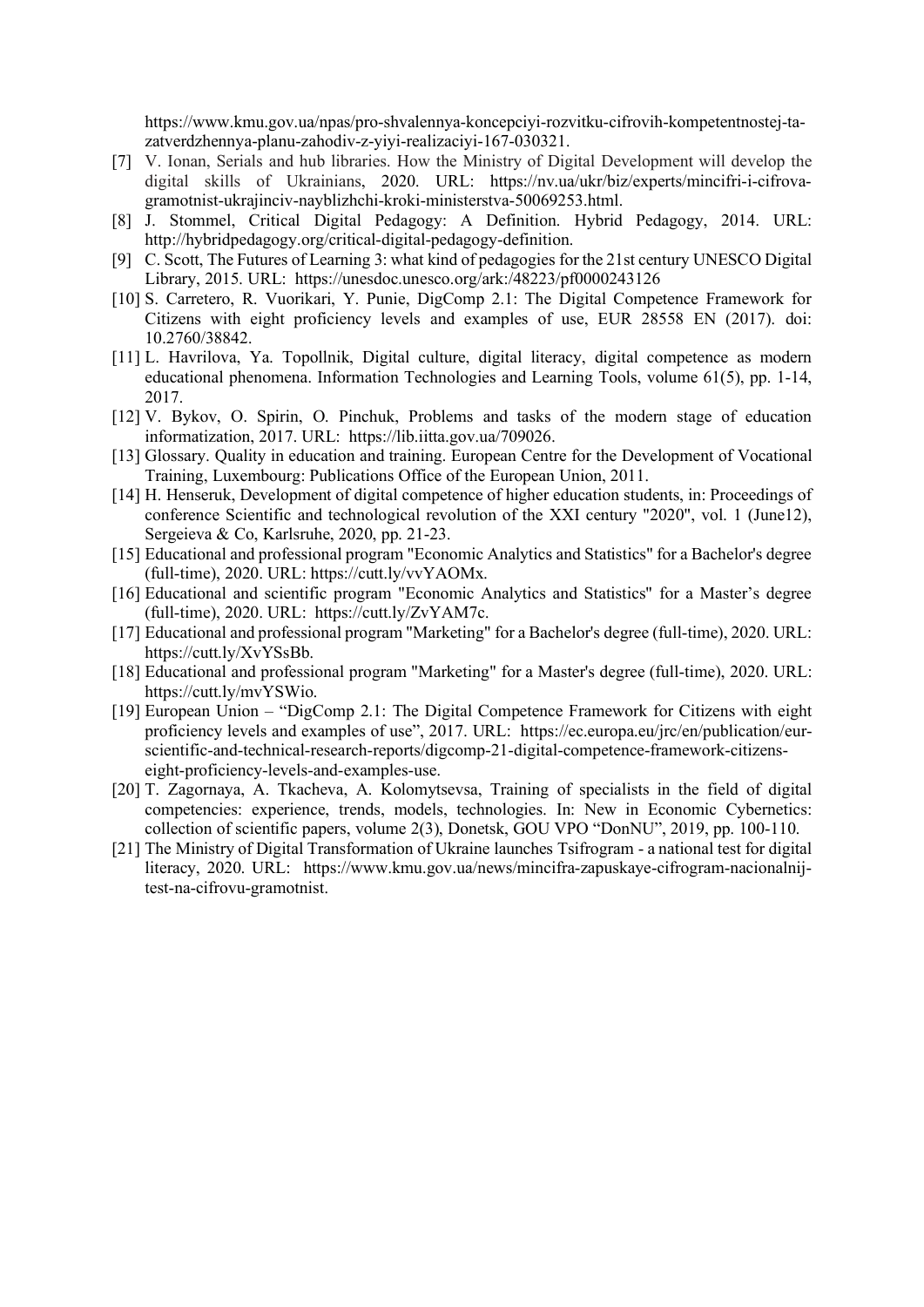https://www.kmu.gov.ua/npas/pro-shvalennya-koncepciyi-rozvitku-cifrovih-kompetentnostej-ta-zatverdzhennya-planu-zahodiv-z-yiyi-realizaciyi-167-030321.

[7] V. Ionan, Serials and hub libraries. How the Ministry of Digital Development will develop the digital skills of Ukrainians, 2020. URL: https://nv.ua/ukr/biz/experts/mincifri-i-cifrova-gramotnist-ukrajinciv-nayblizhchi-kroki-ministerstva-50069253.html.

[8] J. Stommel, Critical Digital Pedagogy: A Definition. Hybrid Pedagogy, 2014. URL: http://hybridpedagogy.org/critical-digital-pedagogy-definition.

[9] C. Scott, The Futures of Learning 3: what kind of pedagogies for the 21st century UNESCO Digital Library, 2015. URL: https://unesdoc.unesco.org/ark:/48223/pf0000243126

[10] S. Carretero, R. Vuorikari, Y. Punie, DigComp 2.1: The Digital Competence Framework for Citizens with eight proficiency levels and examples of use, EUR 28558 EN (2017). doi: 10.2760/38842.

[11] L. Havrilova, Ya. Topollnik, Digital culture, digital literacy, digital competence as modern educational phenomena. Information Technologies and Learning Tools, volume 61(5), pp. 1-14, 2017.

[12] V. Bykov, O. Spirin, O. Pinchuk, Problems and tasks of the modern stage of education informatization, 2017. URL: https://lib.iitta.gov.ua/709026.

[13] Glossary. Quality in education and training. European Centre for the Development of Vocational Training, Luxembourg: Publications Office of the European Union, 2011.

[14] H. Henseruk, Development of digital competence of higher education students, in: Proceedings of conference Scientific and technological revolution of the XXI century "2020", vol. 1 (June12), Sergeieva & Co, Karlsruhe, 2020, pp. 21-23.

[15] Educational and professional program "Economic Analytics and Statistics" for a Bachelor's degree (full-time), 2020. URL: https://cutt.ly/vvYAOMx.

[16] Educational and scientific program "Economic Analytics and Statistics" for a Master's degree (full-time), 2020. URL: https://cutt.ly/ZvYAM7c.

[17] Educational and professional program "Marketing" for a Bachelor's degree (full-time), 2020. URL: https://cutt.ly/XvYSsBb.

[18] Educational and professional program "Marketing" for a Master's degree (full-time), 2020. URL: https://cutt.ly/mvYSWio.

[19] European Union – "DigComp 2.1: The Digital Competence Framework for Citizens with eight proficiency levels and examples of use", 2017. URL: https://ec.europa.eu/jrc/en/publication/eur-scientific-and-technical-research-reports/digcomp-21-digital-competence-framework-citizens-eight-proficiency-levels-and-examples-use.

[20] T. Zagornaya, A. Tkacheva, A. Kolomytsevsa, Training of specialists in the field of digital competencies: experience, trends, models, technologies. In: New in Economic Cybernetics: collection of scientific papers, volume 2(3), Donetsk, GOU VPO "DonNU", 2019, pp. 100-110.

[21] The Ministry of Digital Transformation of Ukraine launches Tsifrogram - a national test for digital literacy, 2020. URL: https://www.kmu.gov.ua/news/mincifra-zapuskaye-cifrogram-nacionalnij-test-na-cifrovu-gramotnist.